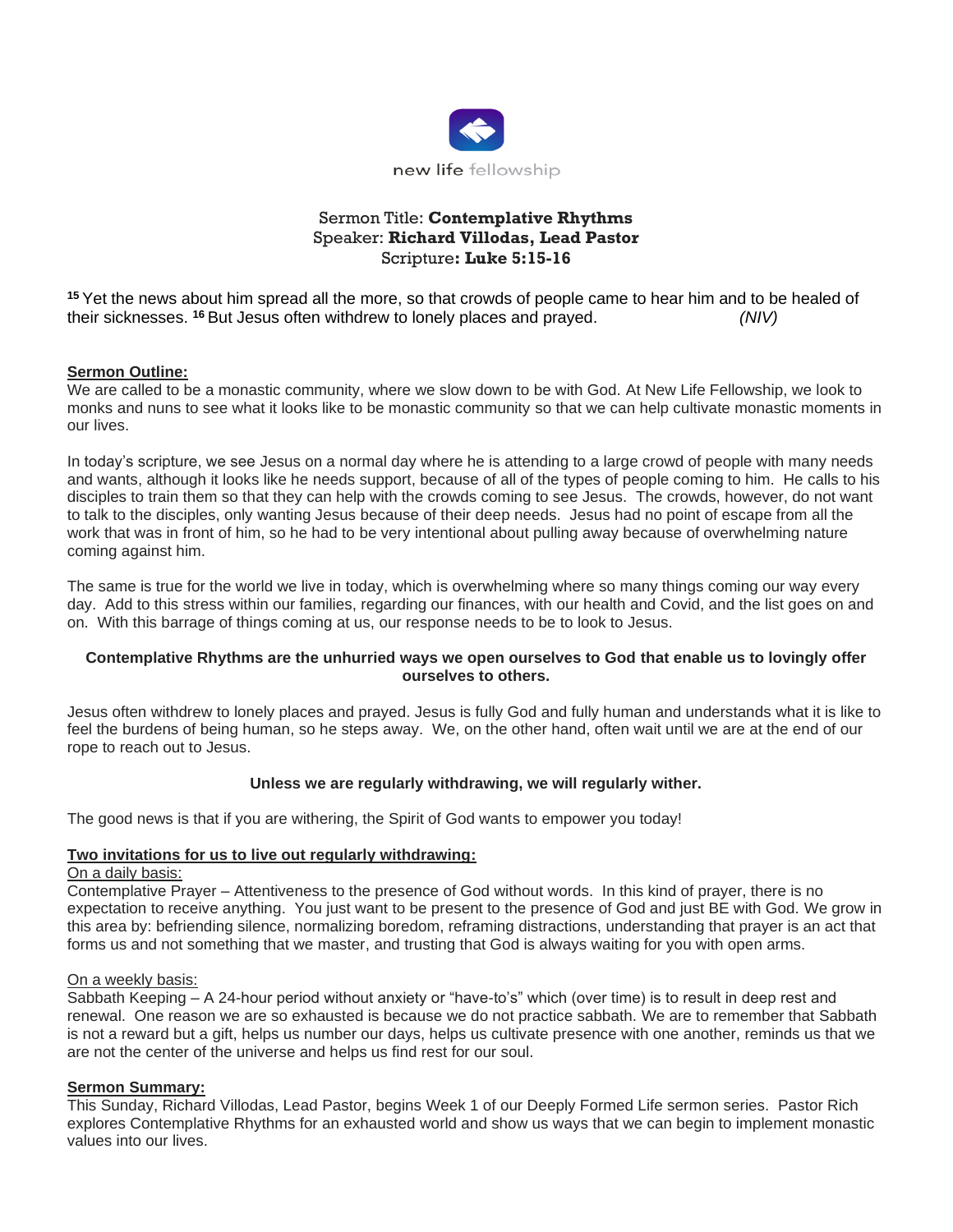new life fellowship

Sermon Title: **Contemplative Rhythms**
Speaker: **Richard Villodas, Lead Pastor**
Scripture**: Luke 5:15-16**

[15] Yet the news about him spread all the more, so that crowds of people came to hear him and to be healed of their sicknesses. [16] But Jesus often withdrew to lonely places and prayed. *(NIV)*

**Sermon Outline:**

We are called to be a monastic community, where we slow down to be with God. At New Life Fellowship, we look to monks and nuns to see what it looks like to be monastic community so that we can help cultivate monastic moments in our lives.

In today's scripture, we see Jesus on a normal day where he is attending to a large crowd of people with many needs and wants, although it looks like he needs support, because of all of the types of people coming to him. He calls to his disciples to train them so that they can help with the crowds coming to see Jesus. The crowds, however, do not want to talk to the disciples, only wanting Jesus because of their deep needs. Jesus had no point of escape from all the work that was in front of him, so he had to be very intentional about pulling away because of overwhelming nature coming against him.

The same is true for the world we live in today, which is overwhelming where so many things coming our way every day. Add to this stress within our families, regarding our finances, with our health and Covid, and the list goes on and on. With this barrage of things coming at us, our response needs to be to look to Jesus.

**Contemplative Rhythms are the unhurried ways we open ourselves to God that enable us to lovingly offer ourselves to others.**

Jesus often withdrew to lonely places and prayed. Jesus is fully God and fully human and understands what it is like to feel the burdens of being human, so he steps away. We, on the other hand, often wait until we are at the end of our rope to reach out to Jesus.

**Unless we are regularly withdrawing, we will regularly wither.**

The good news is that if you are withering, the Spirit of God wants to empower you today!

**Two invitations for us to live out regularly withdrawing:**

On a daily basis:
Contemplative Prayer – Attentiveness to the presence of God without words. In this kind of prayer, there is no expectation to receive anything. You just want to be present to the presence of God and just BE with God. We grow in this area by: befriending silence, normalizing boredom, reframing distractions, understanding that prayer is an act that forms us and not something that we master, and trusting that God is always waiting for you with open arms.

On a weekly basis:
Sabbath Keeping – A 24-hour period without anxiety or "have-to's" which (over time) is to result in deep rest and renewal. One reason we are so exhausted is because we do not practice sabbath. We are to remember that Sabbath is not a reward but a gift, helps us number our days, helps us cultivate presence with one another, reminds us that we are not the center of the universe and helps us find rest for our soul.

**Sermon Summary:**

This Sunday, Richard Villodas, Lead Pastor, begins Week 1 of our Deeply Formed Life sermon series. Pastor Rich explores Contemplative Rhythms for an exhausted world and show us ways that we can begin to implement monastic values into our lives.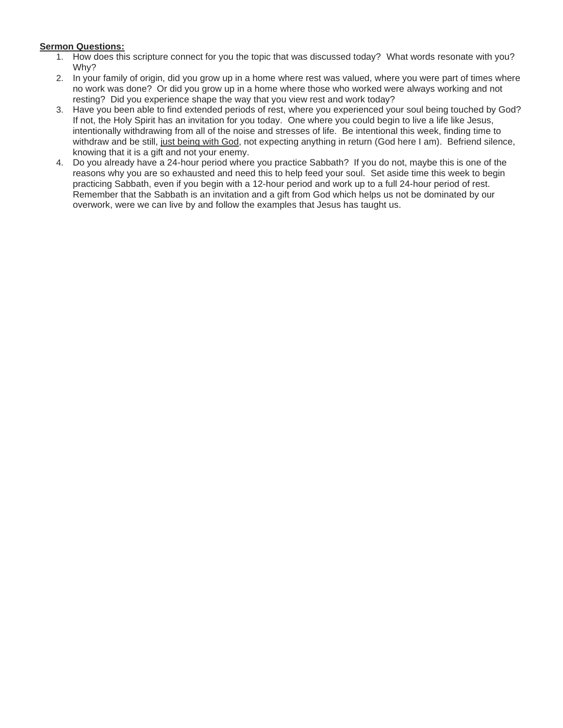**Sermon Questions:**

1. How does this scripture connect for you the topic that was discussed today? What words resonate with you? Why?
2. In your family of origin, did you grow up in a home where rest was valued, where you were part of times where no work was done? Or did you grow up in a home where those who worked were always working and not resting? Did you experience shape the way that you view rest and work today?
3. Have you been able to find extended periods of rest, where you experienced your soul being touched by God? If not, the Holy Spirit has an invitation for you today. One where you could begin to live a life like Jesus, intentionally withdrawing from all of the noise and stresses of life. Be intentional this week, finding time to withdraw and be still, just being with God, not expecting anything in return (God here I am). Befriend silence, knowing that it is a gift and not your enemy.
4. Do you already have a 24-hour period where you practice Sabbath? If you do not, maybe this is one of the reasons why you are so exhausted and need this to help feed your soul. Set aside time this week to begin practicing Sabbath, even if you begin with a 12-hour period and work up to a full 24-hour period of rest. Remember that the Sabbath is an invitation and a gift from God which helps us not be dominated by our overwork, were we can live by and follow the examples that Jesus has taught us.